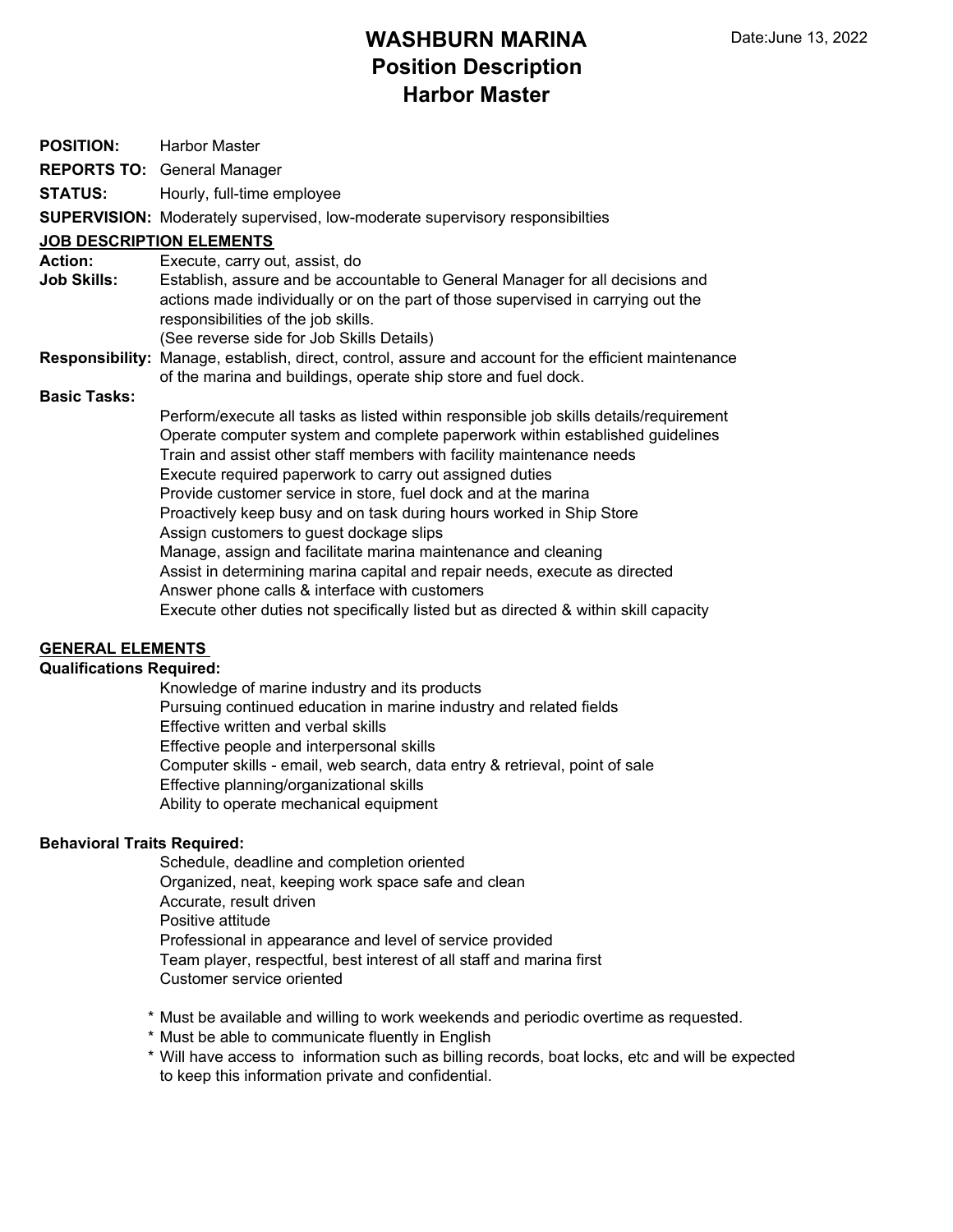# WASHBURN MARINA
## Position Description
## Harbor Master

Date:June 13, 2022

**POSITION:** Harbor Master

**REPORTS TO:** General Manager

**STATUS:** Hourly, full-time employee

**SUPERVISION:** Moderately supervised, low-moderate supervisory responsibilties

**JOB DESCRIPTION ELEMENTS**

**Action:** Execute, carry out, assist, do

**Job Skills:** Establish, assure and be accountable to General Manager for all decisions and actions made individually or on the part of those supervised in carrying out the responsibilities of the job skills.
(See reverse side for Job Skills Details)

**Responsibility:** Manage, establish, direct, control, assure and account for the efficient maintenance of the marina and buildings, operate ship store and fuel dock.

**Basic Tasks:**

- Perform/execute all tasks as listed within responsible job skills details/requirement
- Operate computer system and complete paperwork within established guidelines
- Train and assist other staff members with facility maintenance needs
- Execute required paperwork to carry out assigned duties
- Provide customer service in store, fuel dock and at the marina
- Proactively keep busy and on task during hours worked in Ship Store
- Assign customers to guest dockage slips
- Manage, assign and facilitate marina maintenance and cleaning
- Assist in determining marina capital and repair needs, execute as directed
- Answer phone calls & interface with customers
- Execute other duties not specifically listed but as directed & within skill capacity

**GENERAL ELEMENTS**

**Qualifications Required:**

- Knowledge of marine industry and its products
- Pursuing continued education in marine industry and related fields
- Effective written and verbal skills
- Effective people and interpersonal skills
- Computer skills - email, web search, data entry & retrieval, point of sale
- Effective planning/organizational skills
- Ability to operate mechanical equipment

**Behavioral Traits Required:**

- Schedule, deadline and completion oriented
- Organized, neat, keeping work space safe and clean
- Accurate, result driven
- Positive attitude
- Professional in appearance and level of service provided
- Team player, respectful, best interest of all staff and marina first
- Customer service oriented

\* Must be available and willing to work weekends and periodic overtime as requested.

\* Must be able to communicate fluently in English

\* Will have access to information such as billing records, boat locks, etc and will be expected to keep this information private and confidential.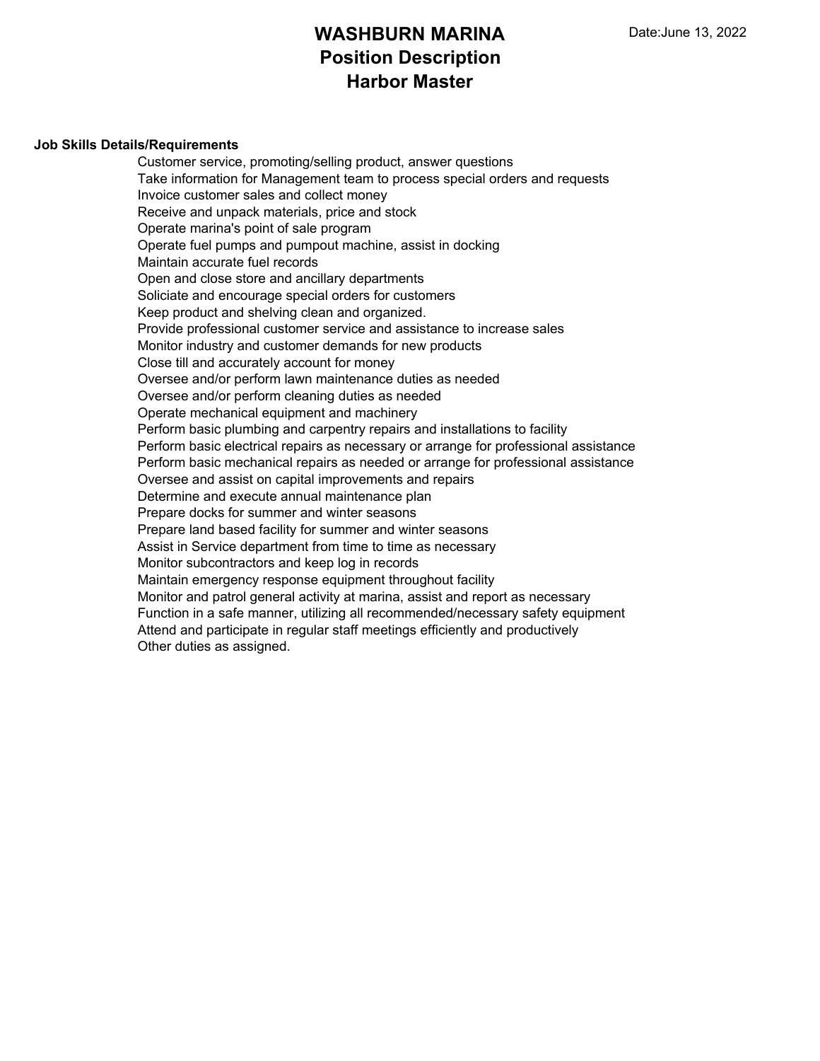# WASHBURN MARINA
## Position Description
## Harbor Master

Date:June 13, 2022

**Job Skills Details/Requirements**

Customer service, promoting/selling product, answer questions
Take information for Management team to process special orders and requests
Invoice customer sales and collect money
Receive and unpack materials, price and stock
Operate marina's point of sale program
Operate fuel pumps and pumpout machine, assist in docking
Maintain accurate fuel records
Open and close store and ancillary departments
Soliciate and encourage special orders for customers
Keep product and shelving clean and organized.
Provide professional customer service and assistance to increase sales
Monitor industry and customer demands for new products
Close till and accurately account for money
Oversee and/or perform lawn maintenance duties as needed
Oversee and/or perform cleaning duties as needed
Operate mechanical equipment and machinery
Perform basic plumbing and carpentry repairs and installations to facility
Perform basic electrical repairs as necessary or arrange for professional assistance
Perform basic mechanical repairs as needed or arrange for professional assistance
Oversee and assist on capital improvements and repairs
Determine and execute annual maintenance plan
Prepare docks for summer and winter seasons
Prepare land based facility for summer and winter seasons
Assist in Service department from time to time as necessary
Monitor subcontractors and keep log in records
Maintain emergency response equipment throughout facility
Monitor and patrol general activity at marina, assist and report as necessary
Function in a safe manner, utilizing all recommended/necessary safety equipment
Attend and participate in regular staff meetings efficiently and productively
Other duties as assigned.